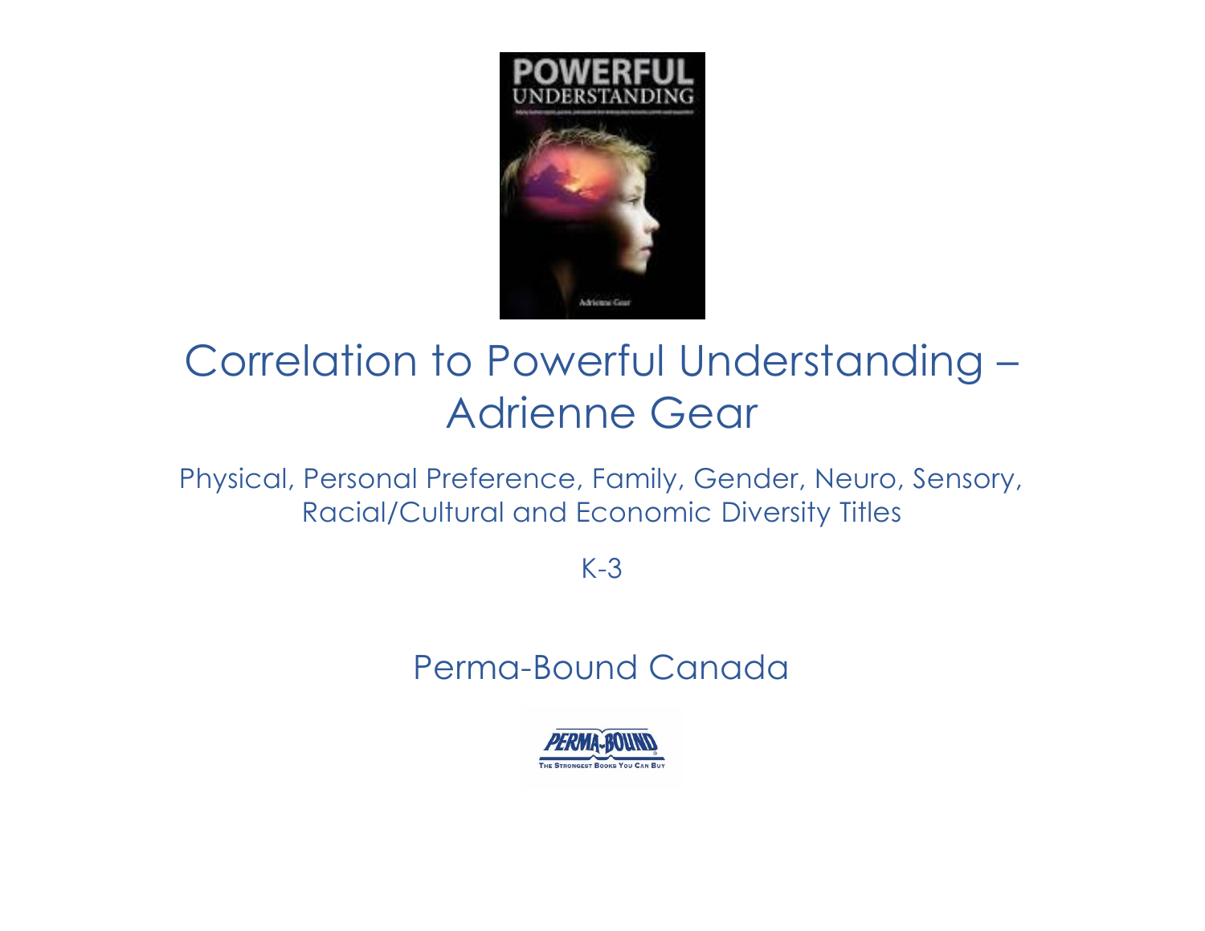# Correlation to Powerful Understanding – Adrienne Gear

Physical, Personal Preference, Family, Gender, Neuro, Sensory, Racial/Cultural and Economic Diversity Titles

K-3

Perma-Bound Canada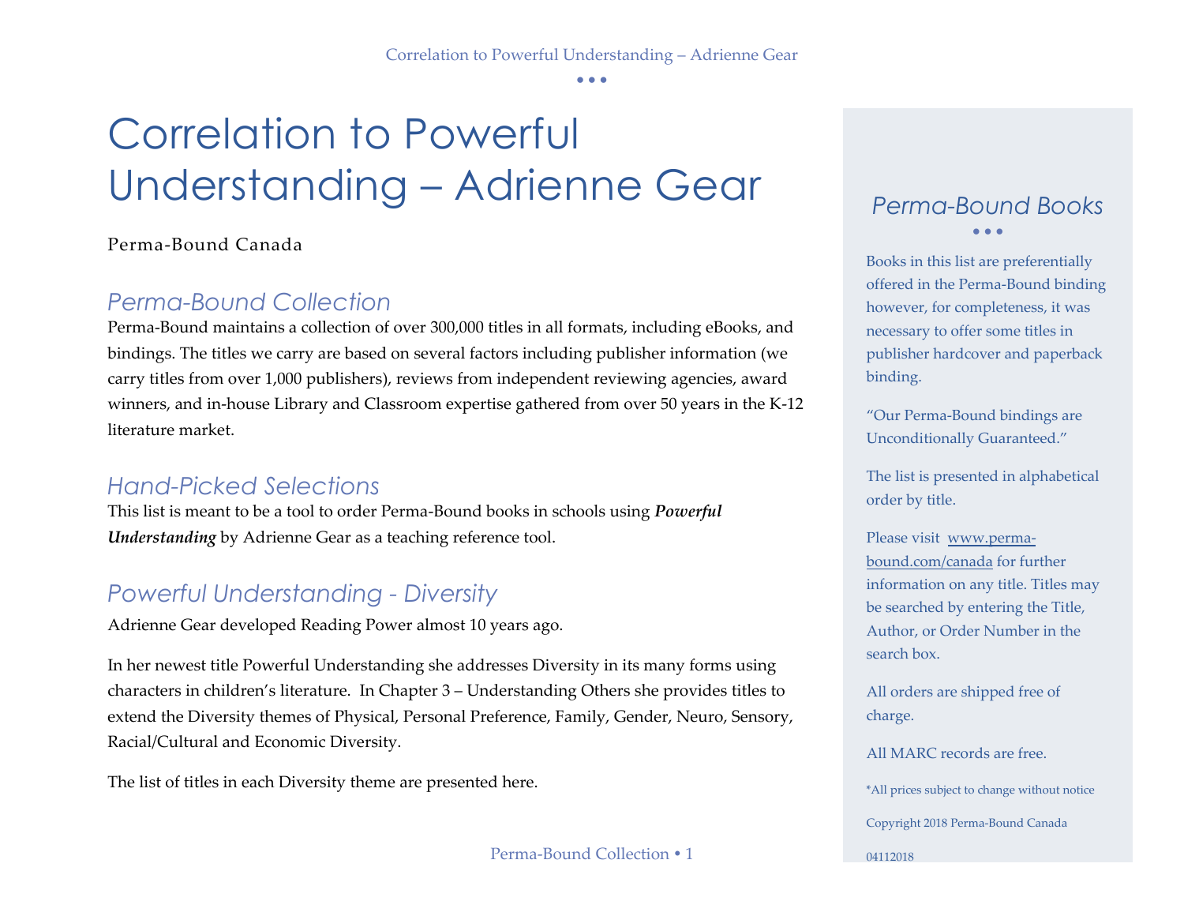# Correlation to Powerful Understanding – Adrienne Gear

Perma-Bound Canada

## *Perma-Bound Collection*

Perma-Bound maintains a collection of over 300,000 titles in all formats, including eBooks, and bindings. The titles we carry are based on several factors including publisher information (we carry titles from over 1,000 publishers), reviews from independent reviewing agencies, award winners, and in-house Library and Classroom expertise gathered from over 50 years in the K-12 literature market.

## *Hand-Picked Selections*

This list is meant to be a tool to order Perma-Bound books in schools using ***Powerful Understanding*** by Adrienne Gear as a teaching reference tool.

## *Powerful Understanding - Diversity*

Adrienne Gear developed Reading Power almost 10 years ago.

In her newest title Powerful Understanding she addresses Diversity in its many forms using characters in children's literature. In Chapter 3 – Understanding Others she provides titles to extend the Diversity themes of Physical, Personal Preference, Family, Gender, Neuro, Sensory, Racial/Cultural and Economic Diversity.

The list of titles in each Diversity theme are presented here.

## *Perma-Bound Books*

Books in this list are preferentially offered in the Perma-Bound binding however, for completeness, it was necessary to offer some titles in publisher hardcover and paperback binding.

"Our Perma-Bound bindings are Unconditionally Guaranteed."

The list is presented in alphabetical order by title.

Please visit www.perma-bound.com/canada for further information on any title. Titles may be searched by entering the Title, Author, or Order Number in the search box.

All orders are shipped free of charge.

All MARC records are free.

*All prices subject to change without notice

Copyright 2018 Perma-Bound Canada

04112018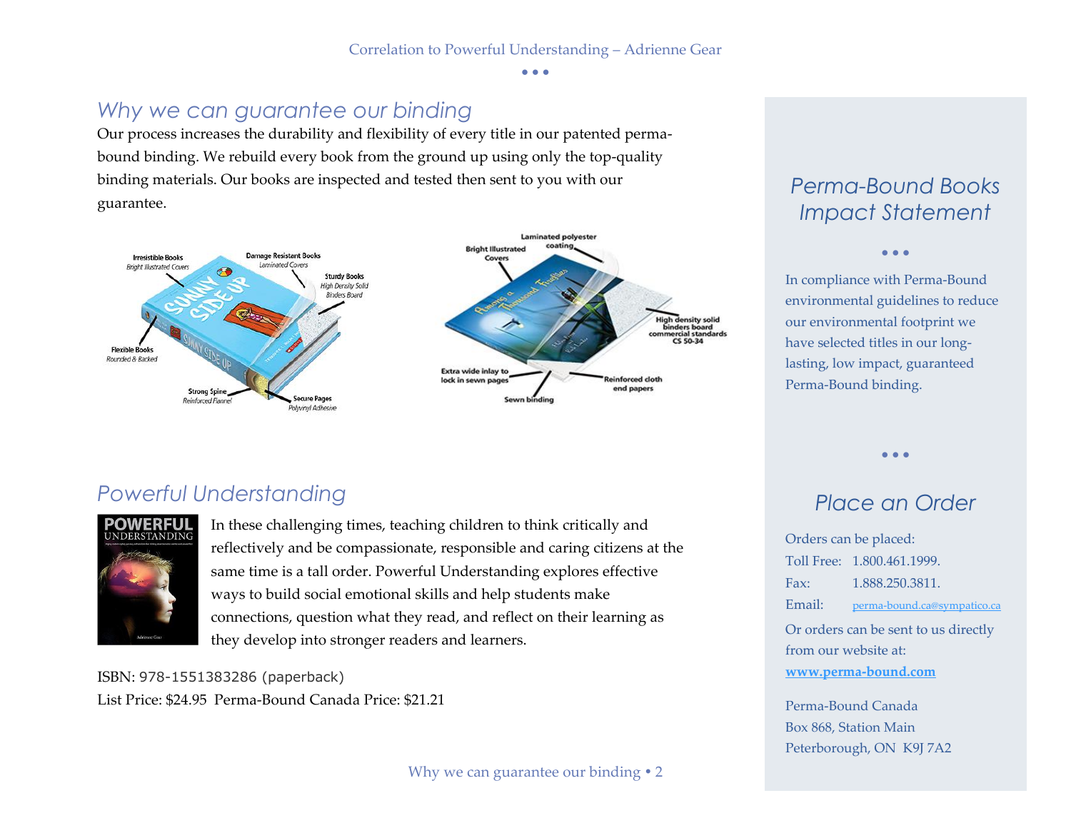## Why we can guarantee our binding

Our process increases the durability and flexibility of every title in our patented perma-bound binding. We rebuild every book from the ground up using only the top-quality binding materials. Our books are inspected and tested then sent to you with our guarantee.

## Powerful Understanding

In these challenging times, teaching children to think critically and reflectively and be compassionate, responsible and caring citizens at the same time is a tall order. Powerful Understanding explores effective ways to build social emotional skills and help students make connections, question what they read, and reflect on their learning as they develop into stronger readers and learners.

ISBN: 978-1551383286 (paperback)
List Price: $24.95 Perma-Bound Canada Price: $21.21

## Perma-Bound Books Impact Statement

In compliance with Perma-Bound environmental guidelines to reduce our environmental footprint we have selected titles in our long-lasting, low impact, guaranteed Perma-Bound binding.

## Place an Order

Orders can be placed:
Toll Free: 1.800.461.1999.
Fax: 1.888.250.3811.
Email: perma-bound.ca@sympatico.ca

Or orders can be sent to us directly from our website at:
**www.perma-bound.com**

Perma-Bound Canada
Box 868, Station Main
Peterborough, ON K9J 7A2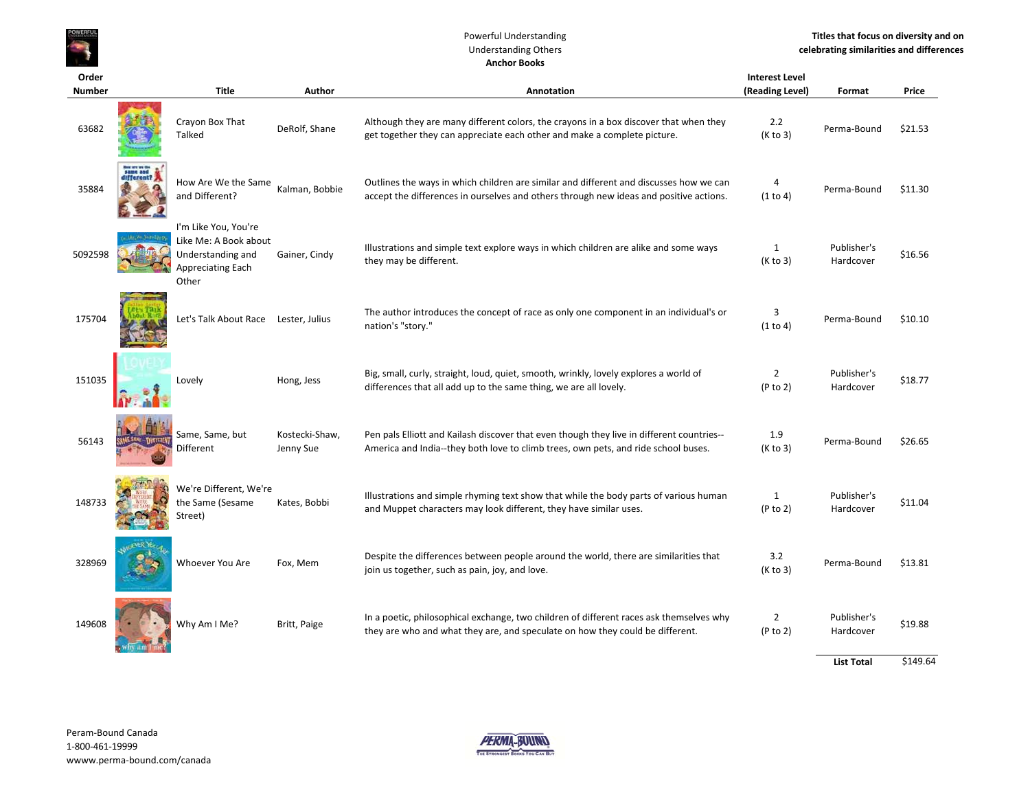Powerful Understanding
Understanding Others
**Anchor Books**

**Titles that focus on diversity and on celebrating similarities and differences**

| Order Number | Title | Author | Annotation | Interest Level (Reading Level) | Format | Price |
|---|---|---|---|---|---|---|
| 63682 | Crayon Box That Talked | DeRolf, Shane | Although they are many different colors, the crayons in a box discover that when they get together they can appreciate each other and make a complete picture. | 2.2 (K to 3) | Perma-Bound | $21.53 |
| 35884 | How Are We the Same and Different? | Kalman, Bobbie | Outlines the ways in which children are similar and different and discusses how we can accept the differences in ourselves and others through new ideas and positive actions. | 4 (1 to 4) | Perma-Bound | $11.30 |
| 5092598 | I'm Like You, You're Like Me: A Book about Understanding and Appreciating Each Other | Gainer, Cindy | Illustrations and simple text explore ways in which children are alike and some ways they may be different. | 1 (K to 3) | Publisher's Hardcover | $16.56 |
| 175704 | Let's Talk About Race | Lester, Julius | The author introduces the concept of race as only one component in an individual's or nation's "story." | 3 (1 to 4) | Perma-Bound | $10.10 |
| 151035 | Lovely | Hong, Jess | Big, small, curly, straight, loud, quiet, smooth, wrinkly, lovely explores a world of differences that all add up to the same thing, we are all lovely. | 2 (P to 2) | Publisher's Hardcover | $18.77 |
| 56143 | Same, Same, but Different | Kostecki-Shaw, Jenny Sue | Pen pals Elliott and Kailash discover that even though they live in different countries--America and India--they both love to climb trees, own pets, and ride school buses. | 1.9 (K to 3) | Perma-Bound | $26.65 |
| 148733 | We're Different, We're the Same (Sesame Street) | Kates, Bobbi | Illustrations and simple rhyming text show that while the body parts of various human and Muppet characters may look different, they have similar uses. | 1 (P to 2) | Publisher's Hardcover | $11.04 |
| 328969 | Whoever You Are | Fox, Mem | Despite the differences between people around the world, there are similarities that join us together, such as pain, joy, and love. | 3.2 (K to 3) | Perma-Bound | $13.81 |
| 149608 | Why Am I Me? | Britt, Paige | In a poetic, philosophical exchange, two children of different races ask themselves why they are who and what they are, and speculate on how they could be different. | 2 (P to 2) | Publisher's Hardcover | $19.88 |
| | | | | | **List Total** | $149.64 |

Peram-Bound Canada
1-800-461-19999
wwww.perma-bound.com/canada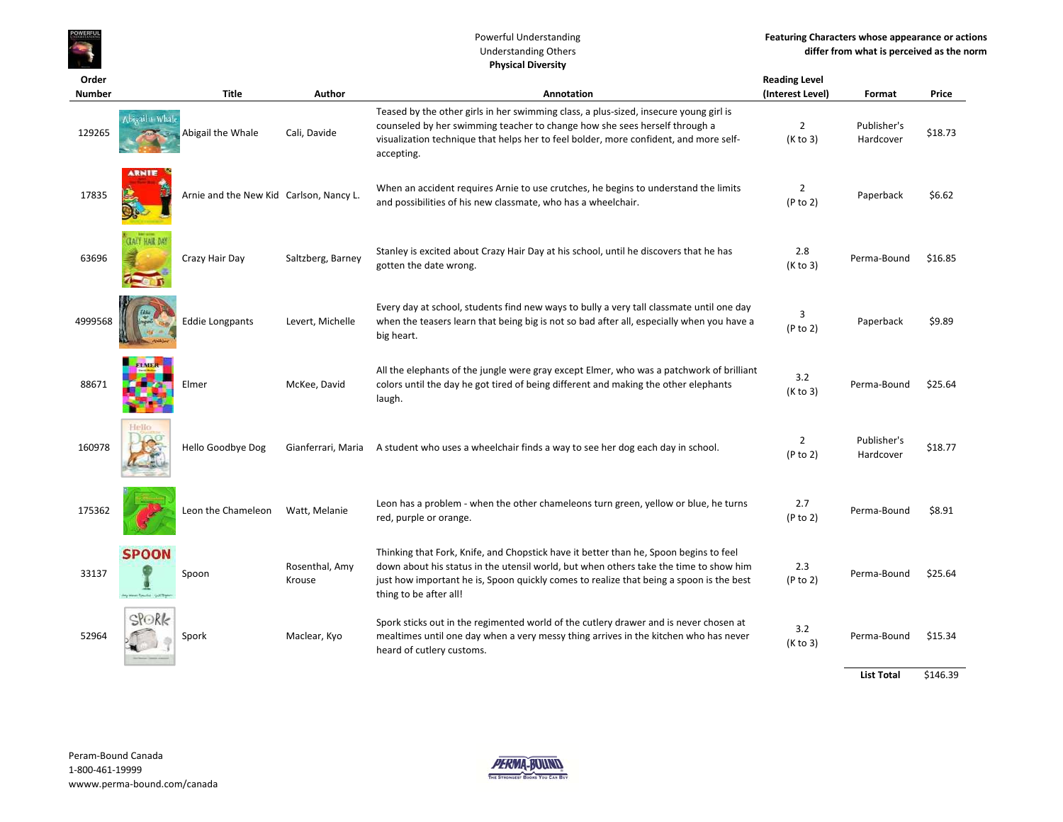Powerful Understanding
Understanding Others
**Physical Diversity**

**Featuring Characters whose appearance or actions differ from what is perceived as the norm**

| Order Number | Title | Author | Annotation | Reading Level (Interest Level) | Format | Price |
|---|---|---|---|---|---|---|
| 129265 | Abigail the Whale | Cali, Davide | Teased by the other girls in her swimming class, a plus-sized, insecure young girl is counseled by her swimming teacher to change how she sees herself through a visualization technique that helps her to feel bolder, more confident, and more self-accepting. | 2 (K to 3) | Publisher's Hardcover | $18.73 |
| 17835 | Arnie and the New Kid | Carlson, Nancy L. | When an accident requires Arnie to use crutches, he begins to understand the limits and possibilities of his new classmate, who has a wheelchair. | 2 (P to 2) | Paperback | $6.62 |
| 63696 | Crazy Hair Day | Saltzberg, Barney | Stanley is excited about Crazy Hair Day at his school, until he discovers that he has gotten the date wrong. | 2.8 (K to 3) | Perma-Bound | $16.85 |
| 4999568 | Eddie Longpants | Levert, Michelle | Every day at school, students find new ways to bully a very tall classmate until one day when the teasers learn that being big is not so bad after all, especially when you have a big heart. | 3 (P to 2) | Paperback | $9.89 |
| 88671 | Elmer | McKee, David | All the elephants of the jungle were gray except Elmer, who was a patchwork of brilliant colors until the day he got tired of being different and making the other elephants laugh. | 3.2 (K to 3) | Perma-Bound | $25.64 |
| 160978 | Hello Goodbye Dog | Gianferrari, Maria | A student who uses a wheelchair finds a way to see her dog each day in school. | 2 (P to 2) | Publisher's Hardcover | $18.77 |
| 175362 | Leon the Chameleon | Watt, Melanie | Leon has a problem - when the other chameleons turn green, yellow or blue, he turns red, purple or orange. | 2.7 (P to 2) | Perma-Bound | $8.91 |
| 33137 | Spoon | Rosenthal, Amy Krouse | Thinking that Fork, Knife, and Chopstick have it better than he, Spoon begins to feel down about his status in the utensil world, but when others take the time to show him just how important he is, Spoon quickly comes to realize that being a spoon is the best thing to be after all! | 2.3 (P to 2) | Perma-Bound | $25.64 |
| 52964 | Spork | Maclear, Kyo | Spork sticks out in the regimented world of the cutlery drawer and is never chosen at mealtimes until one day when a very messy thing arrives in the kitchen who has never heard of cutlery customs. | 3.2 (K to 3) | Perma-Bound | $15.34 |
| | | | | | **List Total** | $146.39 |

Peram-Bound Canada
1-800-461-19999
wwww.perma-bound.com/canada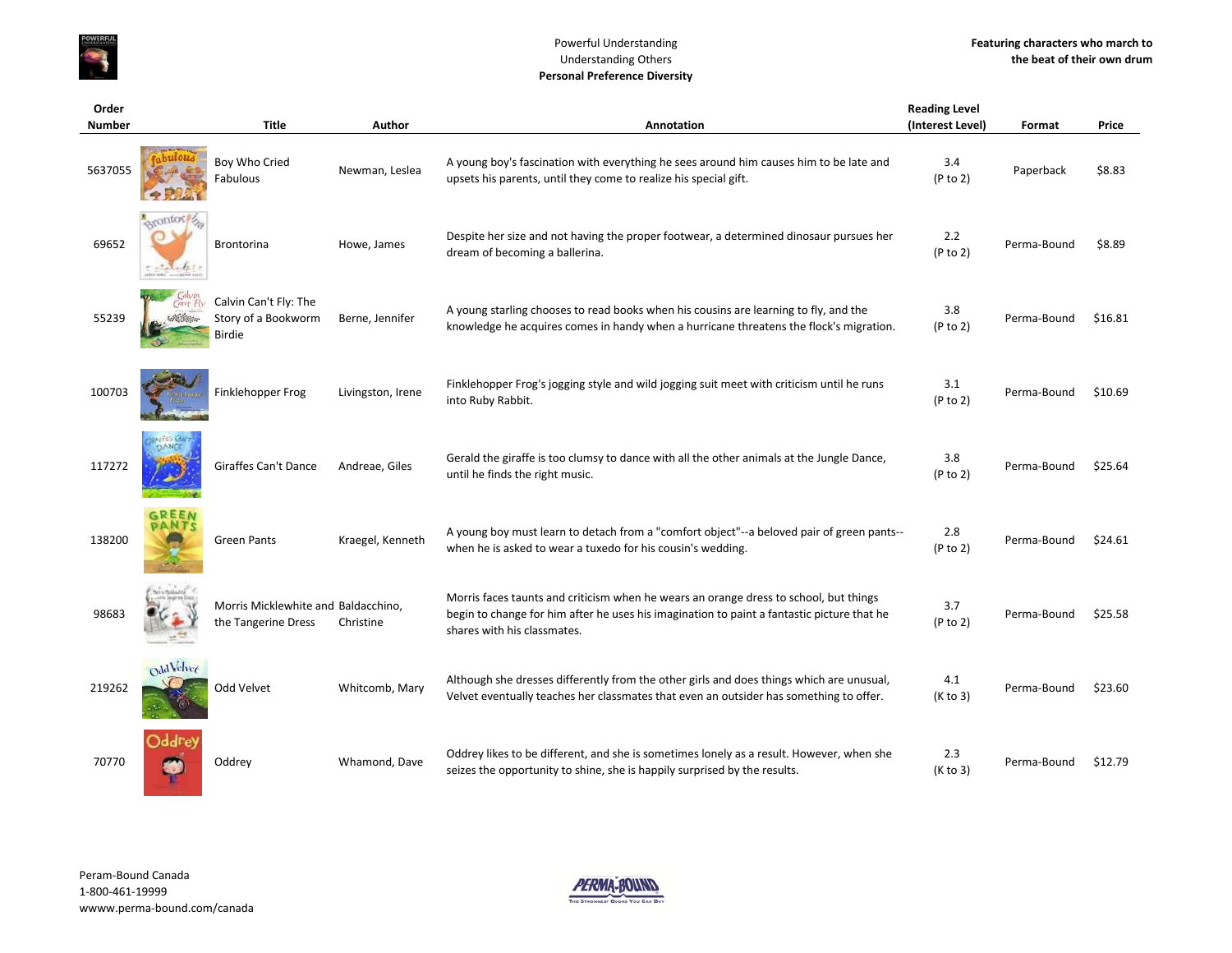Powerful Understanding
Understanding Others
**Personal Preference Diversity**

**Featuring characters who march to the beat of their own drum**

| Order Number | Title | Author | Annotation | Reading Level (Interest Level) | Format | Price |
|---|---|---|---|---|---|---|
| 5637055 | Boy Who Cried Fabulous | Newman, Leslea | A young boy's fascination with everything he sees around him causes him to be late and upsets his parents, until they come to realize his special gift. | 3.4 (P to 2) | Paperback | $8.83 |
| 69652 | Brontorina | Howe, James | Despite her size and not having the proper footwear, a determined dinosaur pursues her dream of becoming a ballerina. | 2.2 (P to 2) | Perma-Bound | $8.89 |
| 55239 | Calvin Can't Fly: The Story of a Bookworm Birdie | Berne, Jennifer | A young starling chooses to read books when his cousins are learning to fly, and the knowledge he acquires comes in handy when a hurricane threatens the flock's migration. | 3.8 (P to 2) | Perma-Bound | $16.81 |
| 100703 | Finklehopper Frog | Livingston, Irene | Finklehopper Frog's jogging style and wild jogging suit meet with criticism until he runs into Ruby Rabbit. | 3.1 (P to 2) | Perma-Bound | $10.69 |
| 117272 | Giraffes Can't Dance | Andreae, Giles | Gerald the giraffe is too clumsy to dance with all the other animals at the Jungle Dance, until he finds the right music. | 3.8 (P to 2) | Perma-Bound | $25.64 |
| 138200 | Green Pants | Kraegel, Kenneth | A young boy must learn to detach from a "comfort object"--a beloved pair of green pants--when he is asked to wear a tuxedo for his cousin's wedding. | 2.8 (P to 2) | Perma-Bound | $24.61 |
| 98683 | Morris Micklewhite and the Tangerine Dress | Baldacchino, Christine | Morris faces taunts and criticism when he wears an orange dress to school, but things begin to change for him after he uses his imagination to paint a fantastic picture that he shares with his classmates. | 3.7 (P to 2) | Perma-Bound | $25.58 |
| 219262 | Odd Velvet | Whitcomb, Mary | Although she dresses differently from the other girls and does things which are unusual, Velvet eventually teaches her classmates that even an outsider has something to offer. | 4.1 (K to 3) | Perma-Bound | $23.60 |
| 70770 | Oddrey | Whamond, Dave | Oddrey likes to be different, and she is sometimes lonely as a result. However, when she seizes the opportunity to shine, she is happily surprised by the results. | 2.3 (K to 3) | Perma-Bound | $12.79 |

Peram-Bound Canada
1-800-461-19999
wwww.perma-bound.com/canada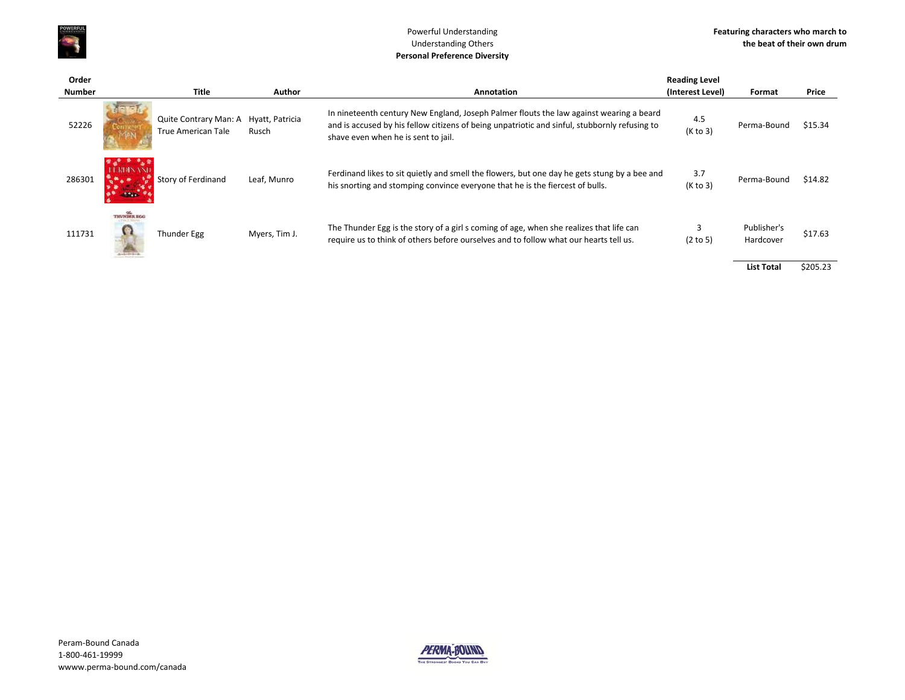Powerful Understanding
Understanding Others
**Personal Preference Diversity**

**Featuring characters who march to the beat of their own drum**

| Order Number | Title | Author | Annotation | Reading Level (Interest Level) | Format | Price |
|---|---|---|---|---|---|---|
| 52226 | Quite Contrary Man: A True American Tale | Hyatt, Patricia Rusch | In nineteenth century New England, Joseph Palmer flouts the law against wearing a beard and is accused by his fellow citizens of being unpatriotic and sinful, stubbornly refusing to shave even when he is sent to jail. | 4.5 (K to 3) | Perma-Bound | $15.34 |
| 286301 | Story of Ferdinand | Leaf, Munro | Ferdinand likes to sit quietly and smell the flowers, but one day he gets stung by a bee and his snorting and stomping convince everyone that he is the fiercest of bulls. | 3.7 (K to 3) | Perma-Bound | $14.82 |
| 111731 | Thunder Egg | Myers, Tim J. | The Thunder Egg is the story of a girl s coming of age, when she realizes that life can require us to think of others before ourselves and to follow what our hearts tell us. | 3 (2 to 5) | Publisher's Hardcover | $17.63 |
| | | | | | **List Total** | $205.23 |

Peram-Bound Canada
1-800-461-19999
wwww.perma-bound.com/canada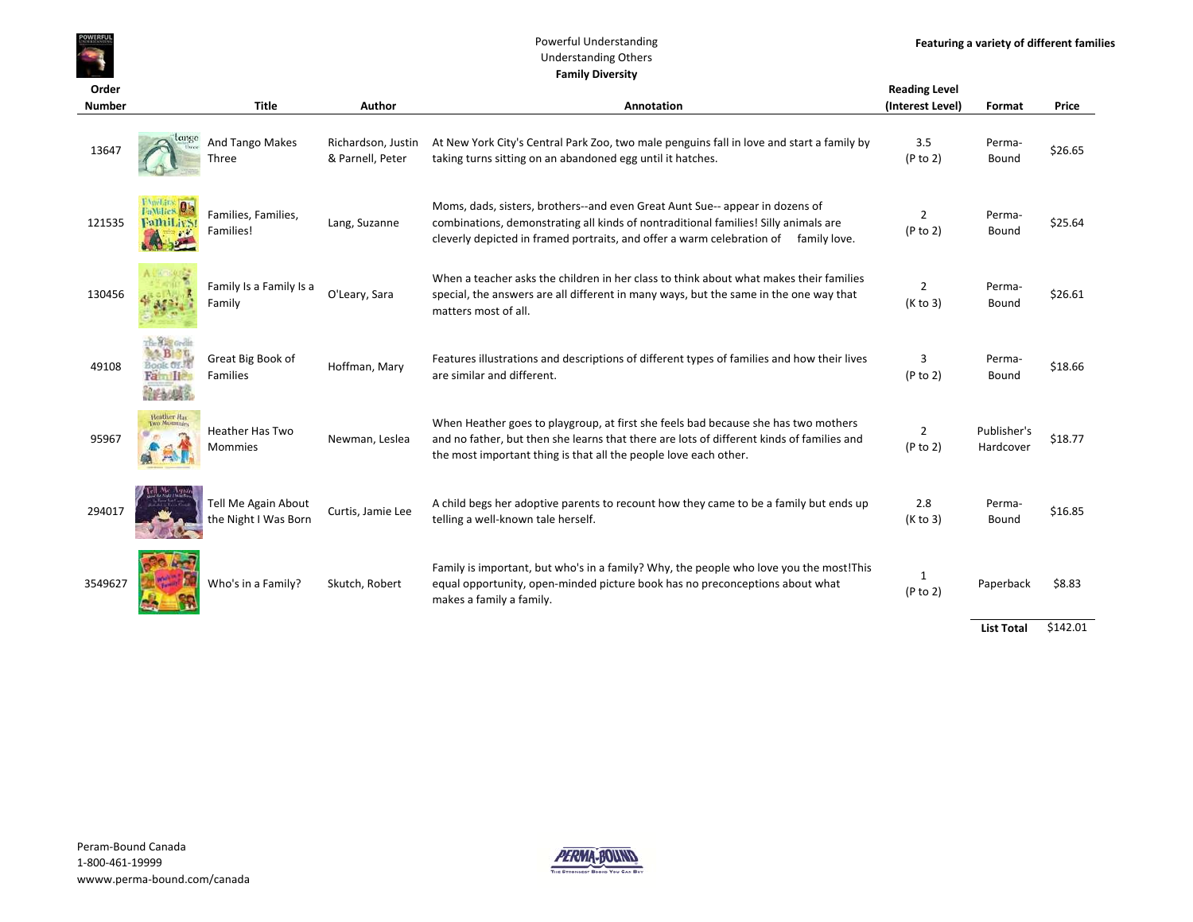Powerful Understanding
Understanding Others
**Family Diversity**

**Featuring a variety of different families**

| Order Number | Title | Author | Annotation | Reading Level (Interest Level) | Format | Price |
|---|---|---|---|---|---|---|
| 13647 | And Tango Makes Three | Richardson, Justin & Parnell, Peter | At New York City's Central Park Zoo, two male penguins fall in love and start a family by taking turns sitting on an abandoned egg until it hatches. | 3.5 (P to 2) | Perma-Bound | $26.65 |
| 121535 | Families, Families, Families! | Lang, Suzanne | Moms, dads, sisters, brothers--and even Great Aunt Sue-- appear in dozens of combinations, demonstrating all kinds of nontraditional families! Silly animals are cleverly depicted in framed portraits, and offer a warm celebration of family love. | 2 (P to 2) | Perma-Bound | $25.64 |
| 130456 | Family Is a Family Is a Family | O'Leary, Sara | When a teacher asks the children in her class to think about what makes their families special, the answers are all different in many ways, but the same in the one way that matters most of all. | 2 (K to 3) | Perma-Bound | $26.61 |
| 49108 | Great Big Book of Families | Hoffman, Mary | Features illustrations and descriptions of different types of families and how their lives are similar and different. | 3 (P to 2) | Perma-Bound | $18.66 |
| 95967 | Heather Has Two Mommies | Newman, Leslea | When Heather goes to playgroup, at first she feels bad because she has two mothers and no father, but then she learns that there are lots of different kinds of families and the most important thing is that all the people love each other. | 2 (P to 2) | Publisher's Hardcover | $18.77 |
| 294017 | Tell Me Again About the Night I Was Born | Curtis, Jamie Lee | A child begs her adoptive parents to recount how they came to be a family but ends up telling a well-known tale herself. | 2.8 (K to 3) | Perma-Bound | $16.85 |
| 3549627 | Who's in a Family? | Skutch, Robert | Family is important, but who's in a family? Why, the people who love you the most!This equal opportunity, open-minded picture book has no preconceptions about what makes a family a family. | 1 (P to 2) | Paperback | $8.83 |
| | | | | | **List Total** | $142.01 |

Peram-Bound Canada
1-800-461-19999
wwww.perma-bound.com/canada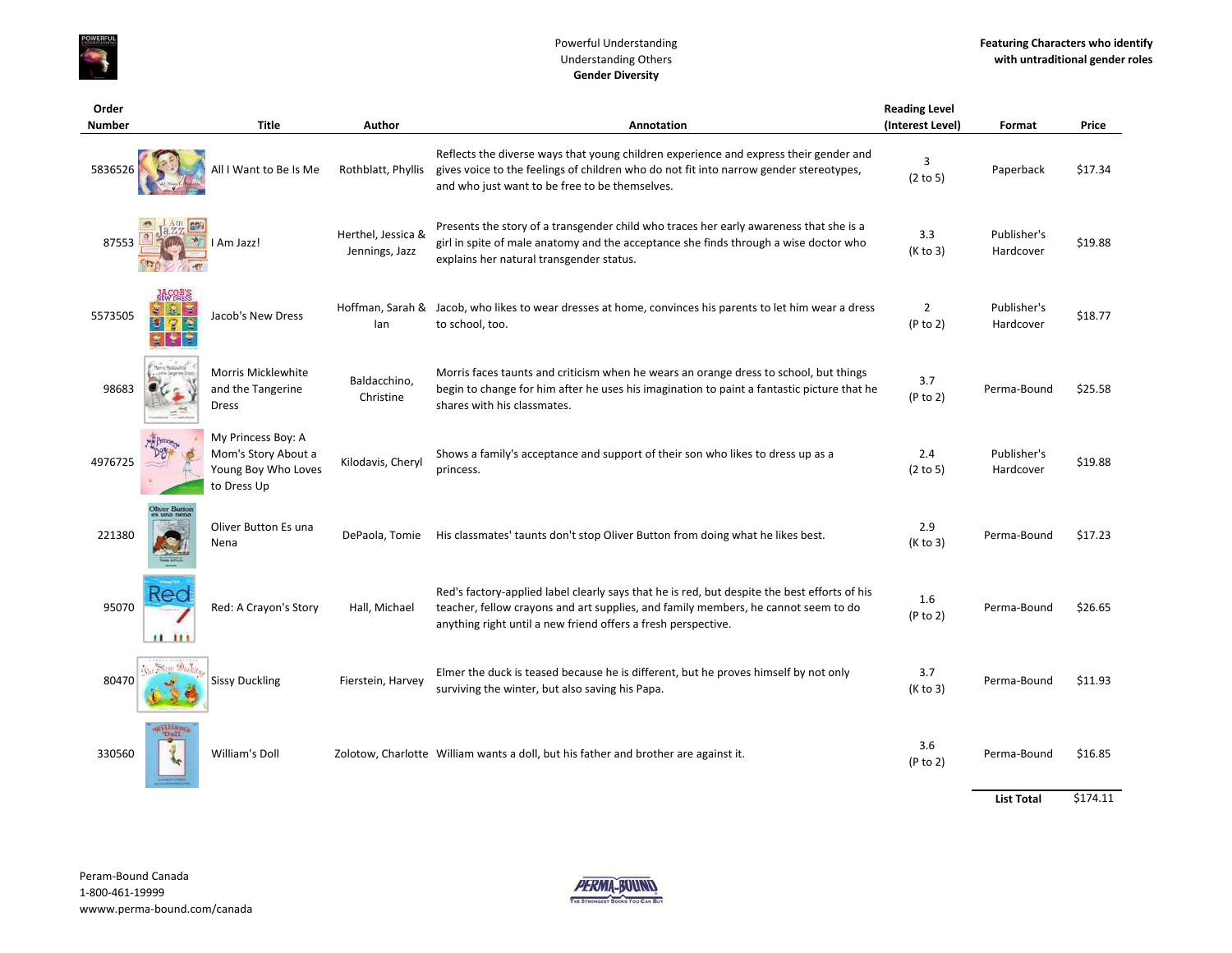Powerful Understanding
Understanding Others
**Gender Diversity**

**Featuring Characters who identify with untraditional gender roles**

| Order Number | Title | Author | Annotation | Reading Level (Interest Level) | Format | Price |
|---|---|---|---|---|---|---|
| 5836526 | All I Want to Be Is Me | Rothblatt, Phyllis | Reflects the diverse ways that young children experience and express their gender and gives voice to the feelings of children who do not fit into narrow gender stereotypes, and who just want to be free to be themselves. | 3 (2 to 5) | Paperback | $17.34 |
| 87553 | I Am Jazz! | Herthel, Jessica & Jennings, Jazz | Presents the story of a transgender child who traces her early awareness that she is a girl in spite of male anatomy and the acceptance she finds through a wise doctor who explains her natural transgender status. | 3.3 (K to 3) | Publisher's Hardcover | $19.88 |
| 5573505 | Jacob's New Dress | Hoffman, Sarah & Ian | Jacob, who likes to wear dresses at home, convinces his parents to let him wear a dress to school, too. | 2 (P to 2) | Publisher's Hardcover | $18.77 |
| 98683 | Morris Micklewhite and the Tangerine Dress | Baldacchino, Christine | Morris faces taunts and criticism when he wears an orange dress to school, but things begin to change for him after he uses his imagination to paint a fantastic picture that he shares with his classmates. | 3.7 (P to 2) | Perma-Bound | $25.58 |
| 4976725 | My Princess Boy: A Mom's Story About a Young Boy Who Loves to Dress Up | Kilodavis, Cheryl | Shows a family's acceptance and support of their son who likes to dress up as a princess. | 2.4 (2 to 5) | Publisher's Hardcover | $19.88 |
| 221380 | Oliver Button Es una Nena | DePaola, Tomie | His classmates' taunts don't stop Oliver Button from doing what he likes best. | 2.9 (K to 3) | Perma-Bound | $17.23 |
| 95070 | Red: A Crayon's Story | Hall, Michael | Red's factory-applied label clearly says that he is red, but despite the best efforts of his teacher, fellow crayons and art supplies, and family members, he cannot seem to do anything right until a new friend offers a fresh perspective. | 1.6 (P to 2) | Perma-Bound | $26.65 |
| 80470 | Sissy Duckling | Fierstein, Harvey | Elmer the duck is teased because he is different, but he proves himself by not only surviving the winter, but also saving his Papa. | 3.7 (K to 3) | Perma-Bound | $11.93 |
| 330560 | William's Doll | Zolotow, Charlotte | William wants a doll, but his father and brother are against it. | 3.6 (P to 2) | Perma-Bound | $16.85 |
| | | | | | **List Total** | $174.11 |

Peram-Bound Canada
1-800-461-19999
wwww.perma-bound.com/canada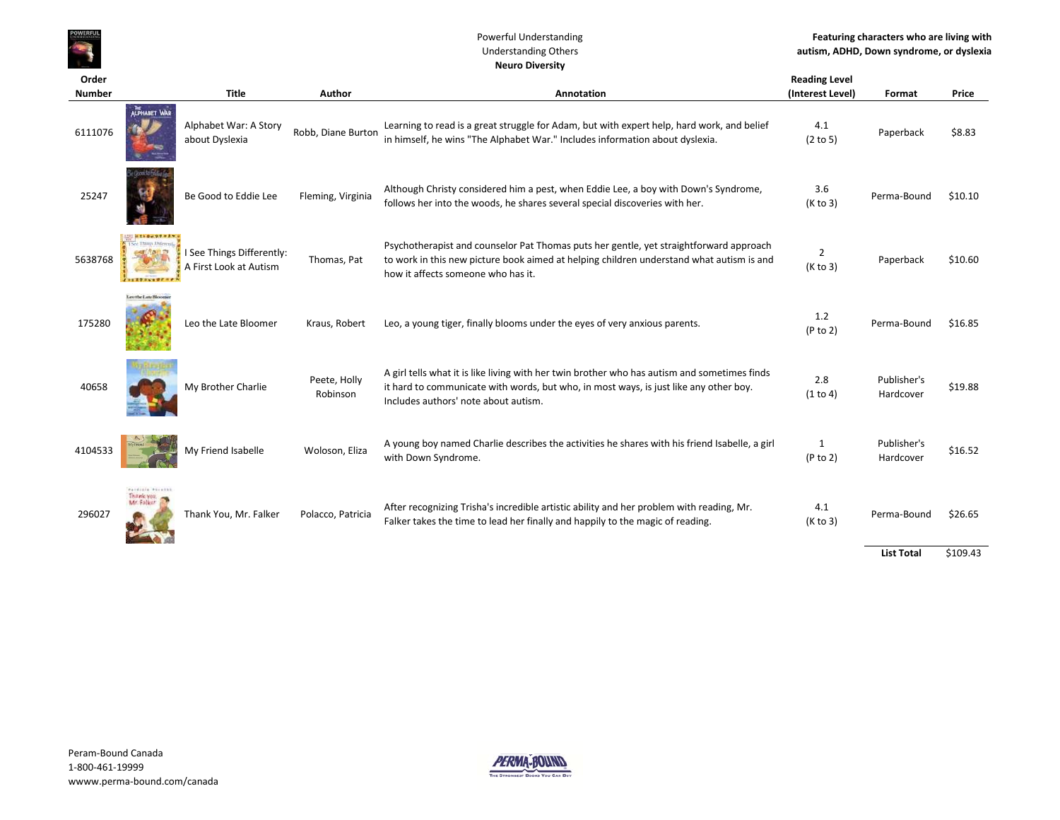Powerful Understanding
Understanding Others
**Neuro Diversity**

**Featuring characters who are living with autism, ADHD, Down syndrome, or dyslexia**

| Order Number | | Title | Author | Annotation | Reading Level (Interest Level) | Format | Price |
|---|---|---|---|---|---|---|---|
| 6111076 | | Alphabet War: A Story about Dyslexia | Robb, Diane Burton | Learning to read is a great struggle for Adam, but with expert help, hard work, and belief in himself, he wins "The Alphabet War." Includes information about dyslexia. | 4.1 (2 to 5) | Paperback | $8.83 |
| 25247 | | Be Good to Eddie Lee | Fleming, Virginia | Although Christy considered him a pest, when Eddie Lee, a boy with Down's Syndrome, follows her into the woods, he shares several special discoveries with her. | 3.6 (K to 3) | Perma-Bound | $10.10 |
| 5638768 | | I See Things Differently: A First Look at Autism | Thomas, Pat | Psychotherapist and counselor Pat Thomas puts her gentle, yet straightforward approach to work in this new picture book aimed at helping children understand what autism is and how it affects someone who has it. | 2 (K to 3) | Paperback | $10.60 |
| 175280 | | Leo the Late Bloomer | Kraus, Robert | Leo, a young tiger, finally blooms under the eyes of very anxious parents. | 1.2 (P to 2) | Perma-Bound | $16.85 |
| 40658 | | My Brother Charlie | Peete, Holly Robinson | A girl tells what it is like living with her twin brother who has autism and sometimes finds it hard to communicate with words, but who, in most ways, is just like any other boy. Includes authors' note about autism. | 2.8 (1 to 4) | Publisher's Hardcover | $19.88 |
| 4104533 | | My Friend Isabelle | Woloson, Eliza | A young boy named Charlie describes the activities he shares with his friend Isabelle, a girl with Down Syndrome. | 1 (P to 2) | Publisher's Hardcover | $16.52 |
| 296027 | | Thank You, Mr. Falker | Polacco, Patricia | After recognizing Trisha's incredible artistic ability and her problem with reading, Mr. Falker takes the time to lead her finally and happily to the magic of reading. | 4.1 (K to 3) | Perma-Bound | $26.65 |
| | | | | | | **List Total** | $109.43 |

Peram-Bound Canada
1-800-461-19999
wwww.perma-bound.com/canada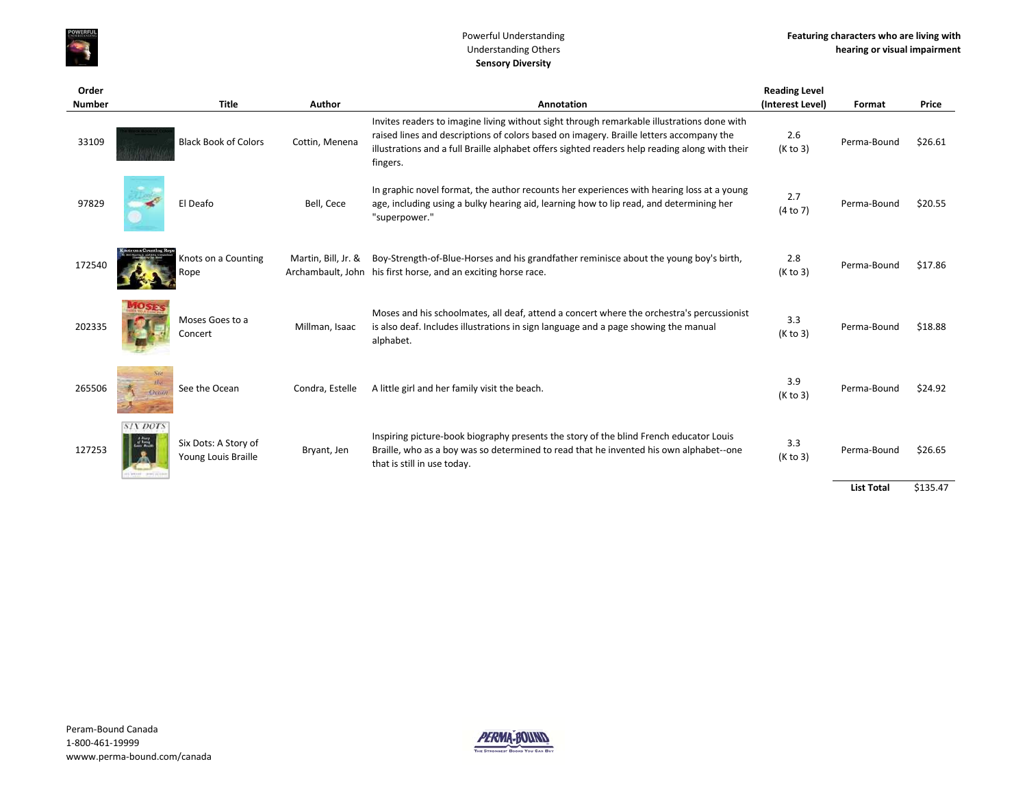Powerful Understanding
Understanding Others
**Sensory Diversity**

**Featuring characters who are living with hearing or visual impairment**

| Order Number | Title | Author | Annotation | Reading Level (Interest Level) | Format | Price |
|---|---|---|---|---|---|---|
| 33109 | Black Book of Colors | Cottin, Menena | Invites readers to imagine living without sight through remarkable illustrations done with raised lines and descriptions of colors based on imagery. Braille letters accompany the illustrations and a full Braille alphabet offers sighted readers help reading along with their fingers. | 2.6 (K to 3) | Perma-Bound | $26.61 |
| 97829 | El Deafo | Bell, Cece | In graphic novel format, the author recounts her experiences with hearing loss at a young age, including using a bulky hearing aid, learning how to lip read, and determining her "superpower." | 2.7 (4 to 7) | Perma-Bound | $20.55 |
| 172540 | Knots on a Counting Rope | Martin, Bill, Jr. & Archambault, John | Boy-Strength-of-Blue-Horses and his grandfather reminisce about the young boy's birth, his first horse, and an exciting horse race. | 2.8 (K to 3) | Perma-Bound | $17.86 |
| 202335 | Moses Goes to a Concert | Millman, Isaac | Moses and his schoolmates, all deaf, attend a concert where the orchestra's percussionist is also deaf. Includes illustrations in sign language and a page showing the manual alphabet. | 3.3 (K to 3) | Perma-Bound | $18.88 |
| 265506 | See the Ocean | Condra, Estelle | A little girl and her family visit the beach. | 3.9 (K to 3) | Perma-Bound | $24.92 |
| 127253 | Six Dots: A Story of Young Louis Braille | Bryant, Jen | Inspiring picture-book biography presents the story of the blind French educator Louis Braille, who as a boy was so determined to read that he invented his own alphabet--one that is still in use today. | 3.3 (K to 3) | Perma-Bound | $26.65 |
| | | | | | **List Total** | $135.47 |

Peram-Bound Canada
1-800-461-19999
wwww.perma-bound.com/canada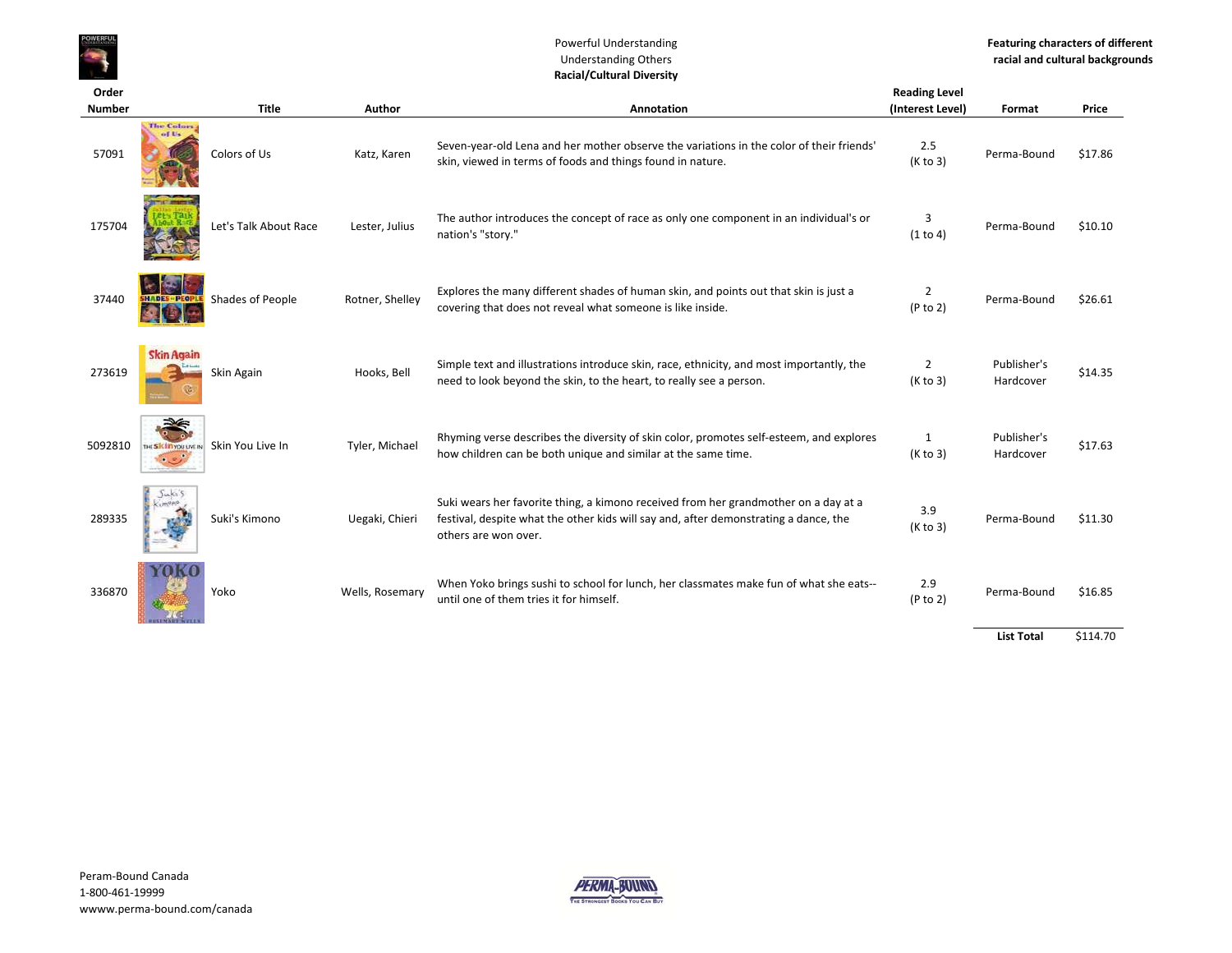Powerful Understanding
Understanding Others
**Racial/Cultural Diversity**

**Featuring characters of different racial and cultural backgrounds**

| Order Number | Title | Author | Annotation | Reading Level (Interest Level) | Format | Price |
|---|---|---|---|---|---|---|
| 57091 | Colors of Us | Katz, Karen | Seven-year-old Lena and her mother observe the variations in the color of their friends' skin, viewed in terms of foods and things found in nature. | 2.5 (K to 3) | Perma-Bound | $17.86 |
| 175704 | Let's Talk About Race | Lester, Julius | The author introduces the concept of race as only one component in an individual's or nation's "story." | 3 (1 to 4) | Perma-Bound | $10.10 |
| 37440 | Shades of People | Rotner, Shelley | Explores the many different shades of human skin, and points out that skin is just a covering that does not reveal what someone is like inside. | 2 (P to 2) | Perma-Bound | $26.61 |
| 273619 | Skin Again | Hooks, Bell | Simple text and illustrations introduce skin, race, ethnicity, and most importantly, the need to look beyond the skin, to the heart, to really see a person. | 2 (K to 3) | Publisher's Hardcover | $14.35 |
| 5092810 | Skin You Live In | Tyler, Michael | Rhyming verse describes the diversity of skin color, promotes self-esteem, and explores how children can be both unique and similar at the same time. | 1 (K to 3) | Publisher's Hardcover | $17.63 |
| 289335 | Suki's Kimono | Uegaki, Chieri | Suki wears her favorite thing, a kimono received from her grandmother on a day at a festival, despite what the other kids will say and, after demonstrating a dance, the others are won over. | 3.9 (K to 3) | Perma-Bound | $11.30 |
| 336870 | Yoko | Wells, Rosemary | When Yoko brings sushi to school for lunch, her classmates make fun of what she eats--until one of them tries it for himself. | 2.9 (P to 2) | Perma-Bound | $16.85 |
| | | | | | **List Total** | $114.70 |

Peram-Bound Canada
1-800-461-19999
wwww.perma-bound.com/canada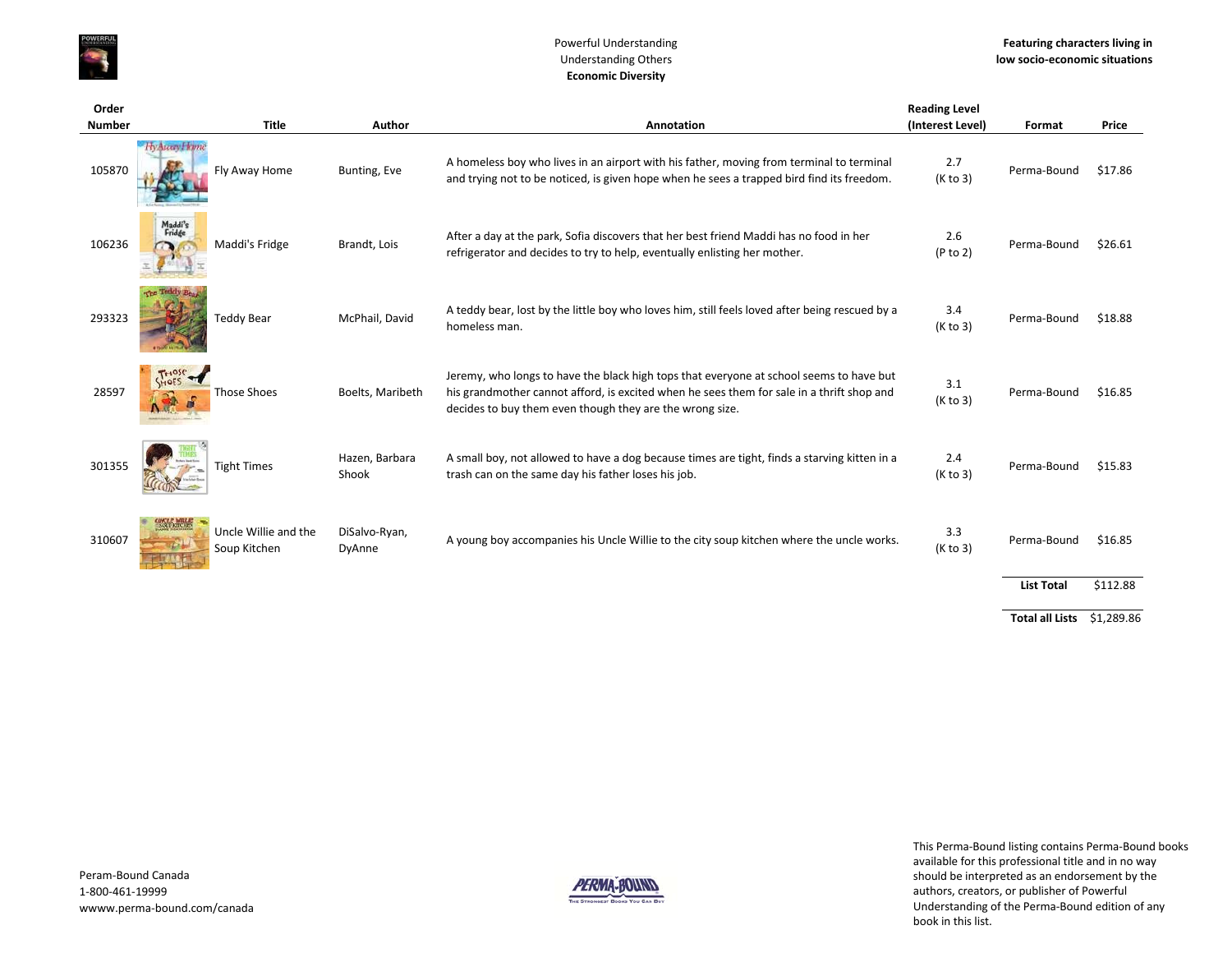Powerful Understanding
Understanding Others
**Economic Diversity**

**Featuring characters living in low socio-economic situations**

| Order Number | Title | Author | Annotation | Reading Level (Interest Level) | Format | Price |
|---|---|---|---|---|---|---|
| 105870 | Fly Away Home | Bunting, Eve | A homeless boy who lives in an airport with his father, moving from terminal to terminal and trying not to be noticed, is given hope when he sees a trapped bird find its freedom. | 2.7 (K to 3) | Perma-Bound | $17.86 |
| 106236 | Maddi's Fridge | Brandt, Lois | After a day at the park, Sofia discovers that her best friend Maddi has no food in her refrigerator and decides to try to help, eventually enlisting her mother. | 2.6 (P to 2) | Perma-Bound | $26.61 |
| 293323 | Teddy Bear | McPhail, David | A teddy bear, lost by the little boy who loves him, still feels loved after being rescued by a homeless man. | 3.4 (K to 3) | Perma-Bound | $18.88 |
| 28597 | Those Shoes | Boelts, Maribeth | Jeremy, who longs to have the black high tops that everyone at school seems to have but his grandmother cannot afford, is excited when he sees them for sale in a thrift shop and decides to buy them even though they are the wrong size. | 3.1 (K to 3) | Perma-Bound | $16.85 |
| 301355 | Tight Times | Hazen, Barbara Shook | A small boy, not allowed to have a dog because times are tight, finds a starving kitten in a trash can on the same day his father loses his job. | 2.4 (K to 3) | Perma-Bound | $15.83 |
| 310607 | Uncle Willie and the Soup Kitchen | DiSalvo-Ryan, DyAnne | A young boy accompanies his Uncle Willie to the city soup kitchen where the uncle works. | 3.3 (K to 3) | Perma-Bound | $16.85 |
| | | | | | **List Total** | $112.88 |
| | | | | | **Total all Lists** | $1,289.86 |

Peram-Bound Canada
1-800-461-19999
wwww.perma-bound.com/canada

This Perma-Bound listing contains Perma-Bound books available for this professional title and in no way should be interpreted as an endorsement by the authors, creators, or publisher of Powerful Understanding of the Perma-Bound edition of any book in this list.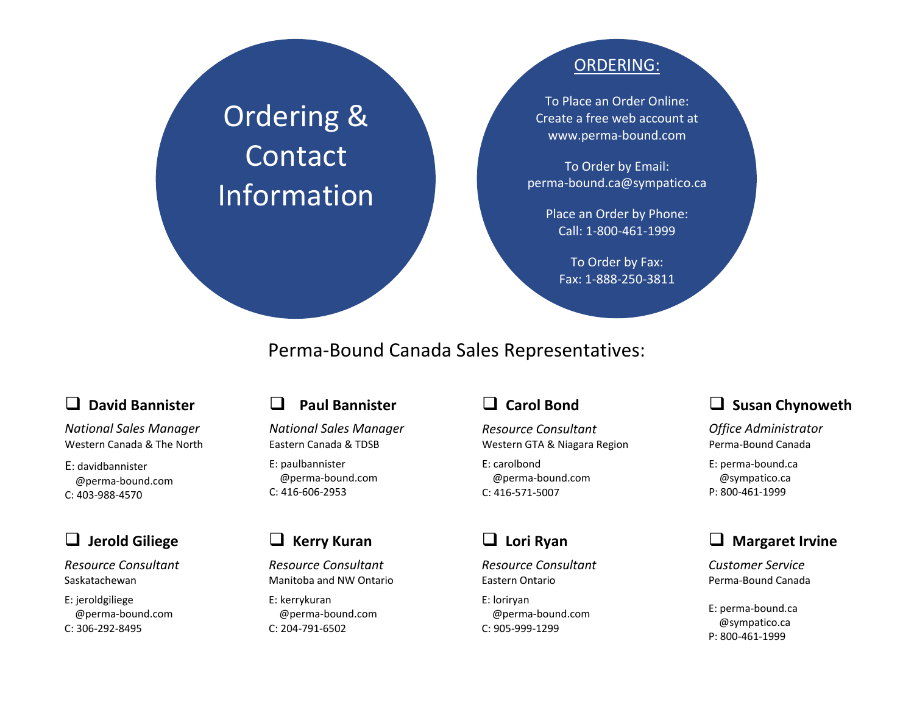# Ordering & Contact Information

## ORDERING:

To Place an Order Online:
Create a free web account at
www.perma-bound.com

To Order by Email:
perma-bound.ca@sympatico.ca

Place an Order by Phone:
Call: 1-800-461-1999

To Order by Fax:
Fax: 1-888-250-3811

## Perma-Bound Canada Sales Representatives:

- ❑ **David Bannister**
  *National Sales Manager*
  Western Canada & The North
  E: davidbannister@perma-bound.com
  C: 403-988-4570

- ❑ **Paul Bannister**
  *National Sales Manager*
  Eastern Canada & TDSB
  E: paulbannister@perma-bound.com
  C: 416-606-2953

- ❑ **Carol Bond**
  *Resource Consultant*
  Western GTA & Niagara Region
  E: carolbond@perma-bound.com
  C: 416-571-5007

- ❑ **Susan Chynoweth**
  *Office Administrator*
  Perma-Bound Canada
  E: perma-bound.ca@sympatico.ca
  P: 800-461-1999

- ❑ **Jerold Giliege**
  *Resource Consultant*
  Saskatchewan
  E: jeroldgiliege@perma-bound.com
  C: 306-292-8495

- ❑ **Kerry Kuran**
  *Resource Consultant*
  Manitoba and NW Ontario
  E: kerrykuran@perma-bound.com
  C: 204-791-6502

- ❑ **Lori Ryan**
  *Resource Consultant*
  Eastern Ontario
  E: loriryan@perma-bound.com
  C: 905-999-1299

- ❑ **Margaret Irvine**
  *Customer Service*
  Perma-Bound Canada
  E: perma-bound.ca@sympatico.ca
  P: 800-461-1999